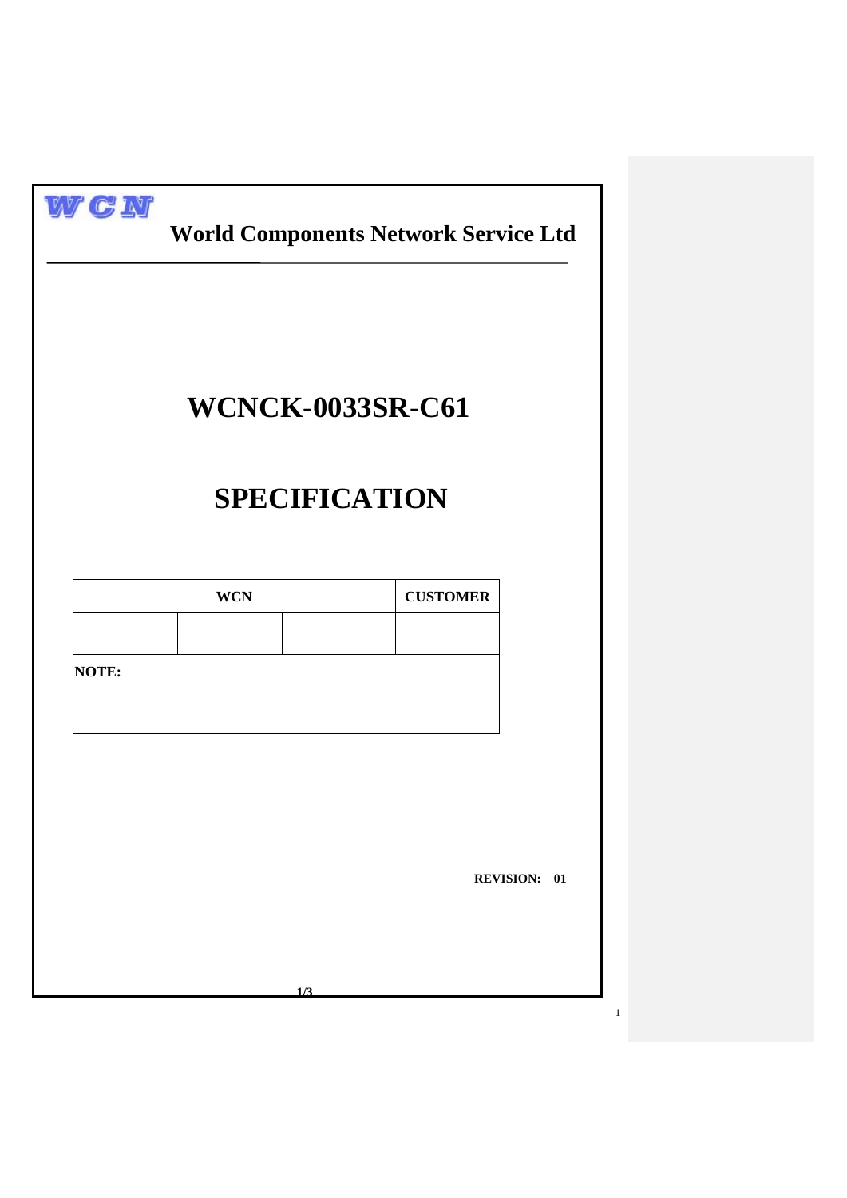WCN

**World Components Network Service Ltd**

# WCNCK-0033SR-C61

# SPECIFICATION

| WCN | | | CUSTOMER |
|---|---|---|---|
| | | | |
| **NOTE:** | | | |

**REVISION: 01**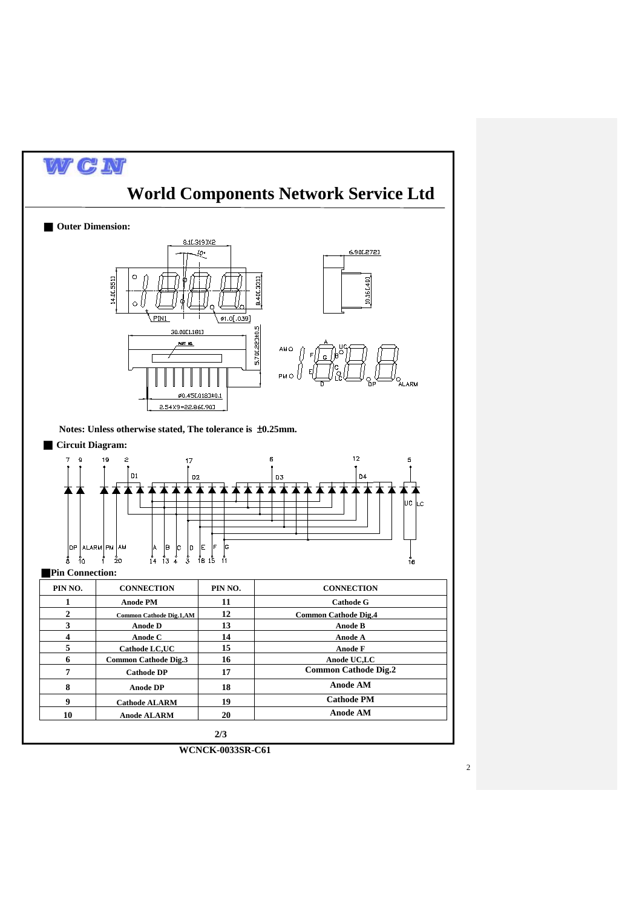# World Components Network Service Ltd

## Outer Dimension:

**Notes: Unless otherwise stated, The tolerance is ±0.25mm.**

## Circuit Diagram:

## Pin Connection:

| PIN NO. | CONNECTION | PIN NO. | CONNECTION |
|---|---|---|---|
| 1 | Anode PM | 11 | Cathode G |
| 2 | Common Cathode Dig.1,AM | 12 | Common Cathode Dig.4 |
| 3 | Anode D | 13 | Anode B |
| 4 | Anode C | 14 | Anode A |
| 5 | Cathode LC,UC | 15 | Anode F |
| 6 | Common Cathode Dig.3 | 16 | Anode UC,LC |
| 7 | Cathode DP | 17 | Common Cathode Dig.2 |
| 8 | Anode DP | 18 | Anode AM |
| 9 | Cathode ALARM | 19 | Cathode PM |
| 10 | Anode ALARM | 20 | Anode AM |

**WCNCK-0033SR-C61**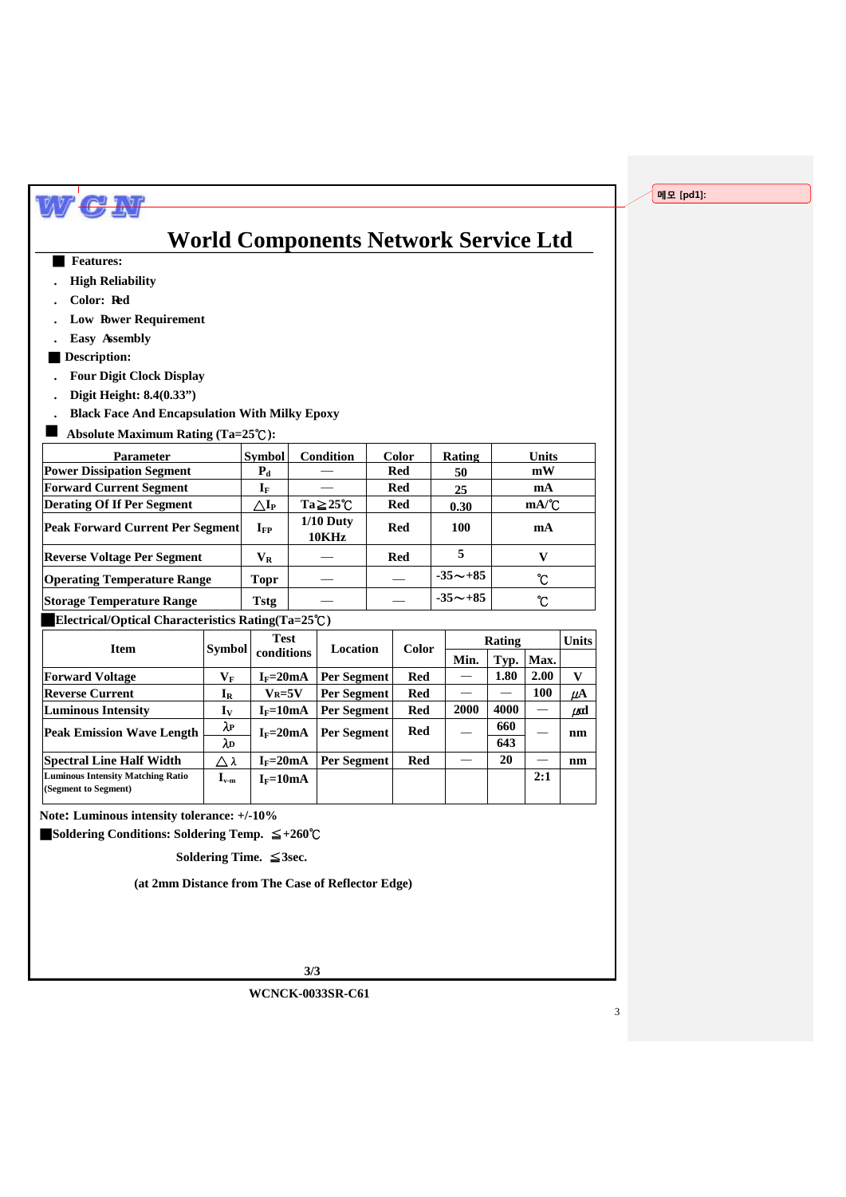WCN

# World Components Network Service Ltd

■ **Features:**

- **High Reliability**
- **Color: Red**
- **Low Power Requirement**
- **Easy Assembly**

■ **Description:**

- **Four Digit Clock Display**
- **Digit Height: 8.4(0.33")**
- **Black Face And Encapsulation With Milky Epoxy**

■ **Absolute Maximum Rating (Ta=25℃):**

| Parameter | Symbol | Condition | Color | Rating | Units |
|---|---|---|---|---|---|
| Power Dissipation Segment | $P_d$ | — | Red | 50 | mW |
| Forward Current Segment | $I_F$ | — | Red | 25 | mA |
| Derating Of If Per Segment | $\triangle I_P$ | Ta≧25℃ | Red | 0.30 | mA/℃ |
| Peak Forward Current Per Segment | $I_{FP}$ | 1/10 Duty 10KHz | Red | 100 | mA |
| Reverse Voltage Per Segment | $V_R$ | — | Red | 5 | V |
| Operating Temperature Range | Topr | — | — | -35～+85 | ℃ |
| Storage Temperature Range | Tstg | — | — | -35～+85 | ℃ |

■ **Electrical/Optical Characteristics Rating(Ta=25℃)**

| Item | Symbol | Test conditions | Location | Color | Rating | | | Units |
|---|---|---|---|---|---|---|---|---|
| | | | | | Min. | Typ. | Max. | |
| Forward Voltage | $V_F$ | $I_F$=20mA | Per Segment | Red | — | 1.80 | 2.00 | V |
| Reverse Current | $I_R$ | $V_R$=5V | Per Segment | Red | — | — | 100 | μA |
| Luminous Intensity | $I_V$ | $I_F$=10mA | Per Segment | Red | 2000 | 4000 | — | μcd |
| Peak Emission Wave Length | $\lambda_P$ / $\lambda_D$ | $I_F$=20mA | Per Segment | Red | — | 660 / 643 | — | nm |
| Spectral Line Half Width | $\triangle\lambda$ | $I_F$=20mA | Per Segment | Red | — | 20 | — | nm |
| Luminous Intensity Matching Ratio (Segment to Segment) | $I_{v\text{-}m}$ | $I_F$=10mA | | | | | 2:1 | |

**Note: Luminous intensity tolerance: +/-10%**

■ **Soldering Conditions: Soldering Temp. ≦+260℃**

**Soldering Time. ≦3sec.**

**(at 2mm Distance from The Case of Reflector Edge)**

**WCNCK-0033SR-C61**